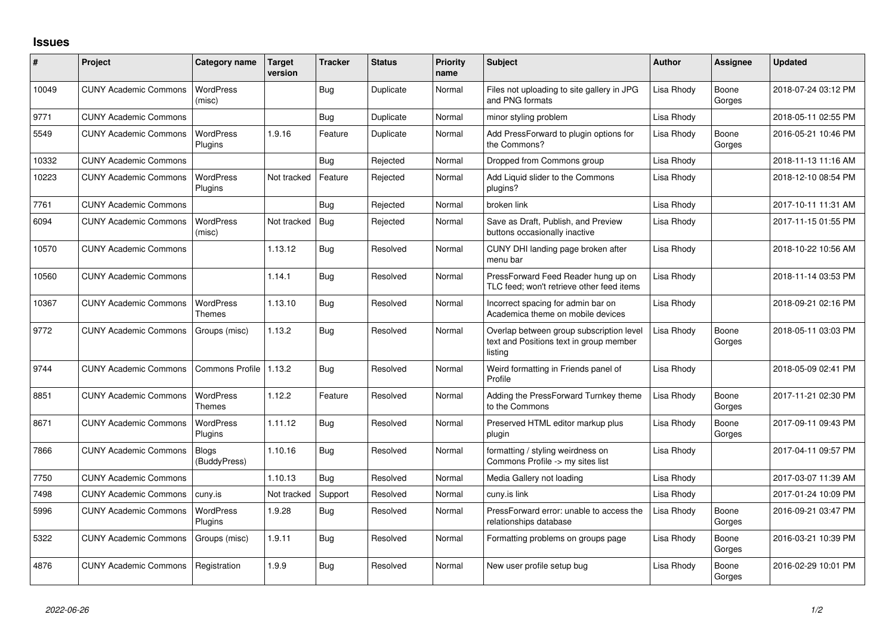# Issues

| # | Project | Category name | Target version | Tracker | Status | Priority name | Subject | Author | Assignee | Updated |
|---|---|---|---|---|---|---|---|---|---|---|
| 10049 | CUNY Academic Commons | WordPress (misc) | | Bug | Duplicate | Normal | Files not uploading to site gallery in JPG and PNG formats | Lisa Rhody | Boone Gorges | 2018-07-24 03:12 PM |
| 9771 | CUNY Academic Commons | | | Bug | Duplicate | Normal | minor styling problem | Lisa Rhody | | 2018-05-11 02:55 PM |
| 5549 | CUNY Academic Commons | WordPress Plugins | 1.9.16 | Feature | Duplicate | Normal | Add PressForward to plugin options for the Commons? | Lisa Rhody | Boone Gorges | 2016-05-21 10:46 PM |
| 10332 | CUNY Academic Commons | | | Bug | Rejected | Normal | Dropped from Commons group | Lisa Rhody | | 2018-11-13 11:16 AM |
| 10223 | CUNY Academic Commons | WordPress Plugins | Not tracked | Feature | Rejected | Normal | Add Liquid slider to the Commons plugins? | Lisa Rhody | | 2018-12-10 08:54 PM |
| 7761 | CUNY Academic Commons | | | Bug | Rejected | Normal | broken link | Lisa Rhody | | 2017-10-11 11:31 AM |
| 6094 | CUNY Academic Commons | WordPress (misc) | Not tracked | Bug | Rejected | Normal | Save as Draft, Publish, and Preview buttons occasionally inactive | Lisa Rhody | | 2017-11-15 01:55 PM |
| 10570 | CUNY Academic Commons | | 1.13.12 | Bug | Resolved | Normal | CUNY DHI landing page broken after menu bar | Lisa Rhody | | 2018-10-22 10:56 AM |
| 10560 | CUNY Academic Commons | | 1.14.1 | Bug | Resolved | Normal | PressForward Feed Reader hung up on TLC feed; won't retrieve other feed items | Lisa Rhody | | 2018-11-14 03:53 PM |
| 10367 | CUNY Academic Commons | WordPress Themes | 1.13.10 | Bug | Resolved | Normal | Incorrect spacing for admin bar on Academica theme on mobile devices | Lisa Rhody | | 2018-09-21 02:16 PM |
| 9772 | CUNY Academic Commons | Groups (misc) | 1.13.2 | Bug | Resolved | Normal | Overlap between group subscription level text and Positions text in group member listing | Lisa Rhody | Boone Gorges | 2018-05-11 03:03 PM |
| 9744 | CUNY Academic Commons | Commons Profile | 1.13.2 | Bug | Resolved | Normal | Weird formatting in Friends panel of Profile | Lisa Rhody | | 2018-05-09 02:41 PM |
| 8851 | CUNY Academic Commons | WordPress Themes | 1.12.2 | Feature | Resolved | Normal | Adding the PressForward Turnkey theme to the Commons | Lisa Rhody | Boone Gorges | 2017-11-21 02:30 PM |
| 8671 | CUNY Academic Commons | WordPress Plugins | 1.11.12 | Bug | Resolved | Normal | Preserved HTML editor markup plus plugin | Lisa Rhody | Boone Gorges | 2017-09-11 09:43 PM |
| 7866 | CUNY Academic Commons | Blogs (BuddyPress) | 1.10.16 | Bug | Resolved | Normal | formatting / styling weirdness on Commons Profile -> my sites list | Lisa Rhody | | 2017-04-11 09:57 PM |
| 7750 | CUNY Academic Commons | | 1.10.13 | Bug | Resolved | Normal | Media Gallery not loading | Lisa Rhody | | 2017-03-07 11:39 AM |
| 7498 | CUNY Academic Commons | cuny.is | Not tracked | Support | Resolved | Normal | cuny.is link | Lisa Rhody | | 2017-01-24 10:09 PM |
| 5996 | CUNY Academic Commons | WordPress Plugins | 1.9.28 | Bug | Resolved | Normal | PressForward error: unable to access the relationships database | Lisa Rhody | Boone Gorges | 2016-09-21 03:47 PM |
| 5322 | CUNY Academic Commons | Groups (misc) | 1.9.11 | Bug | Resolved | Normal | Formatting problems on groups page | Lisa Rhody | Boone Gorges | 2016-03-21 10:39 PM |
| 4876 | CUNY Academic Commons | Registration | 1.9.9 | Bug | Resolved | Normal | New user profile setup bug | Lisa Rhody | Boone Gorges | 2016-02-29 10:01 PM |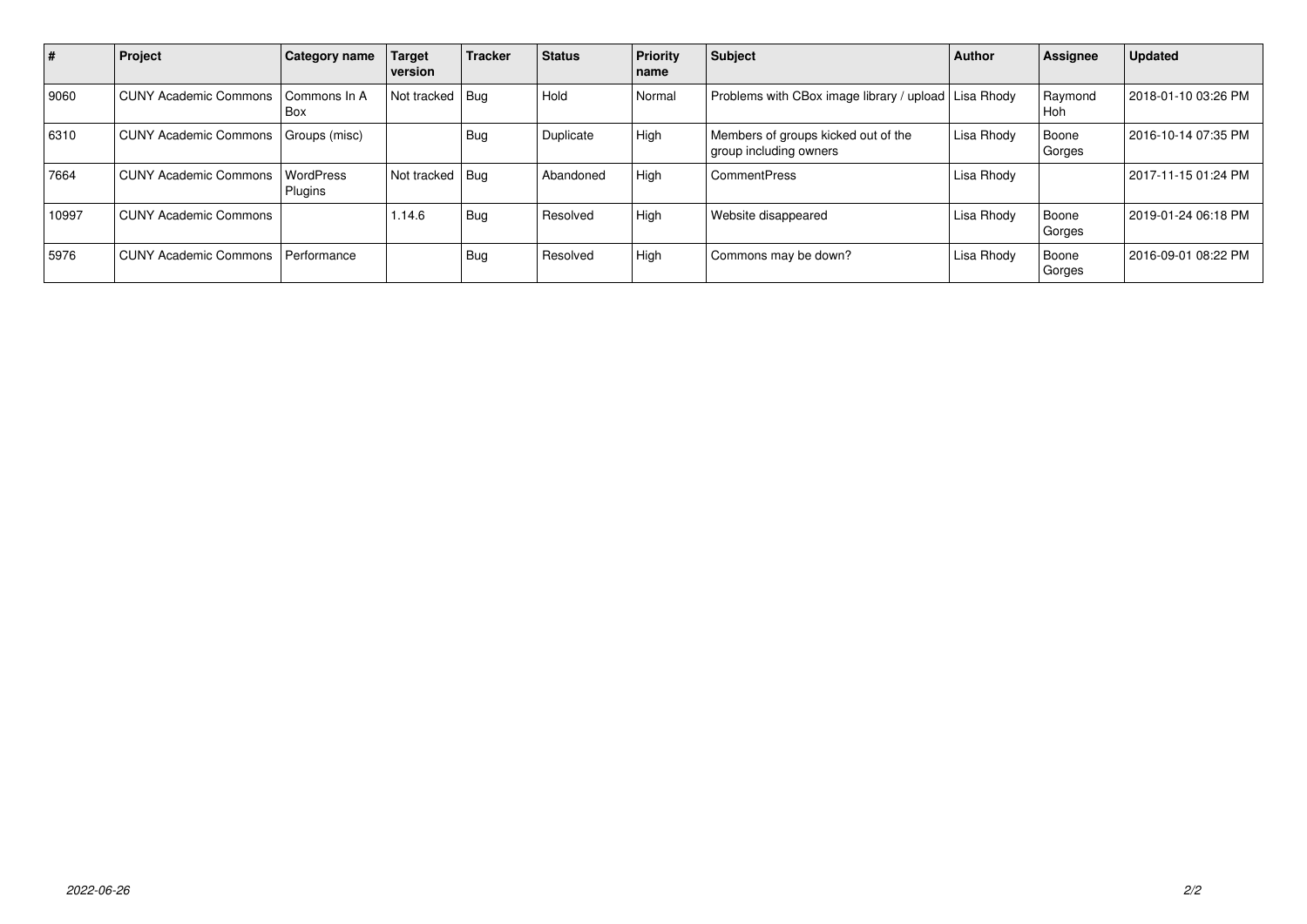| # | Project | Category name | Target version | Tracker | Status | Priority name | Subject | Author | Assignee | Updated |
|---|---|---|---|---|---|---|---|---|---|---|
| 9060 | CUNY Academic Commons | Commons In A Box | Not tracked | Bug | Hold | Normal | Problems with CBox image library / upload | Lisa Rhody | Raymond Hoh | 2018-01-10 03:26 PM |
| 6310 | CUNY Academic Commons | Groups (misc) | | Bug | Duplicate | High | Members of groups kicked out of the group including owners | Lisa Rhody | Boone Gorges | 2016-10-14 07:35 PM |
| 7664 | CUNY Academic Commons | WordPress Plugins | Not tracked | Bug | Abandoned | High | CommentPress | Lisa Rhody | | 2017-11-15 01:24 PM |
| 10997 | CUNY Academic Commons | | 1.14.6 | Bug | Resolved | High | Website disappeared | Lisa Rhody | Boone Gorges | 2019-01-24 06:18 PM |
| 5976 | CUNY Academic Commons | Performance | | Bug | Resolved | High | Commons may be down? | Lisa Rhody | Boone Gorges | 2016-09-01 08:22 PM |